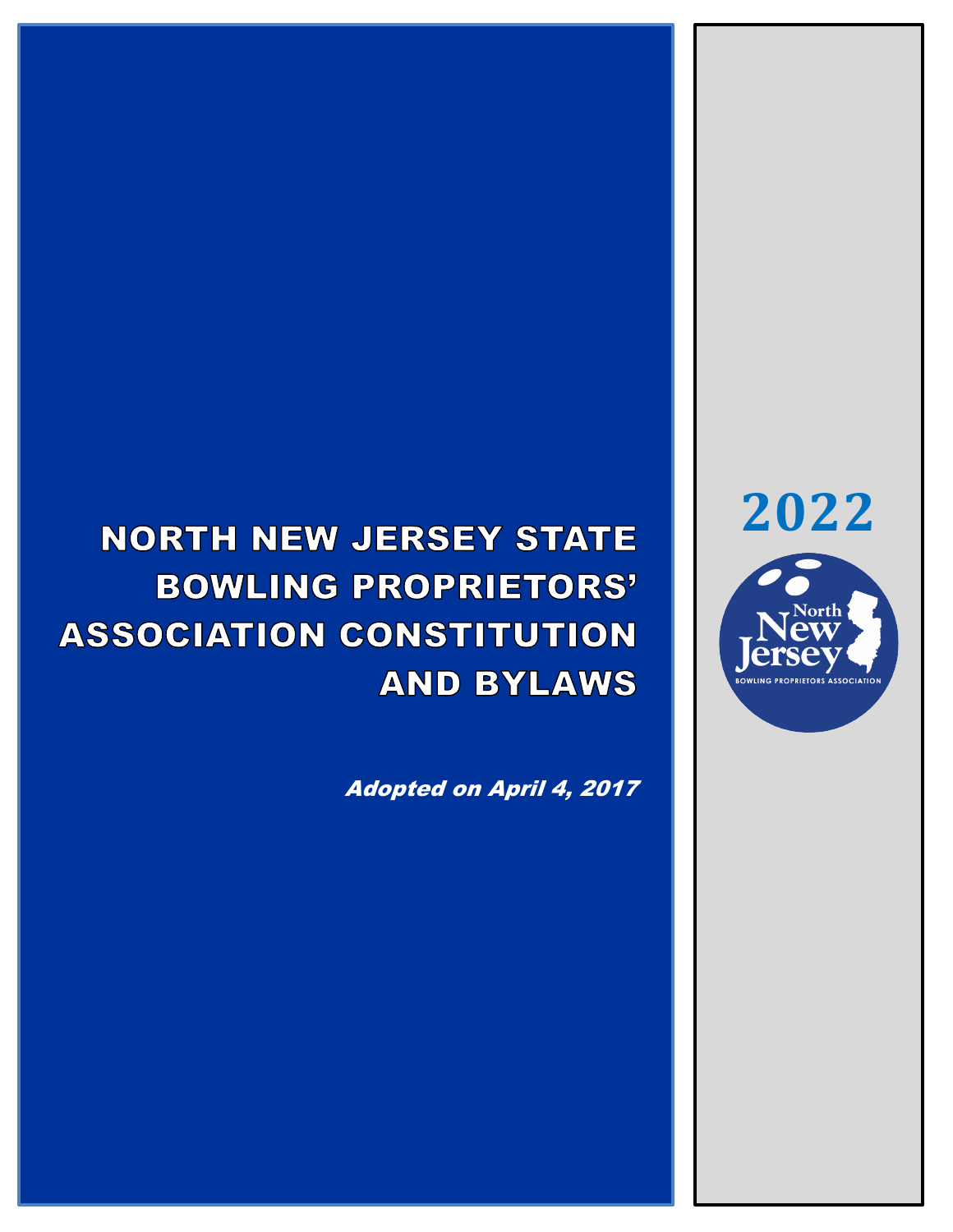# NORTH NEW JERSEY STATE BOWLING PROPRIETORS' ASSOCIATION CONSTITUTION AND BYLAWS

*Adopted on April 4, 2017*

**2022**

North New Jersey
BOWLING PROPRIETORS ASSOCIATION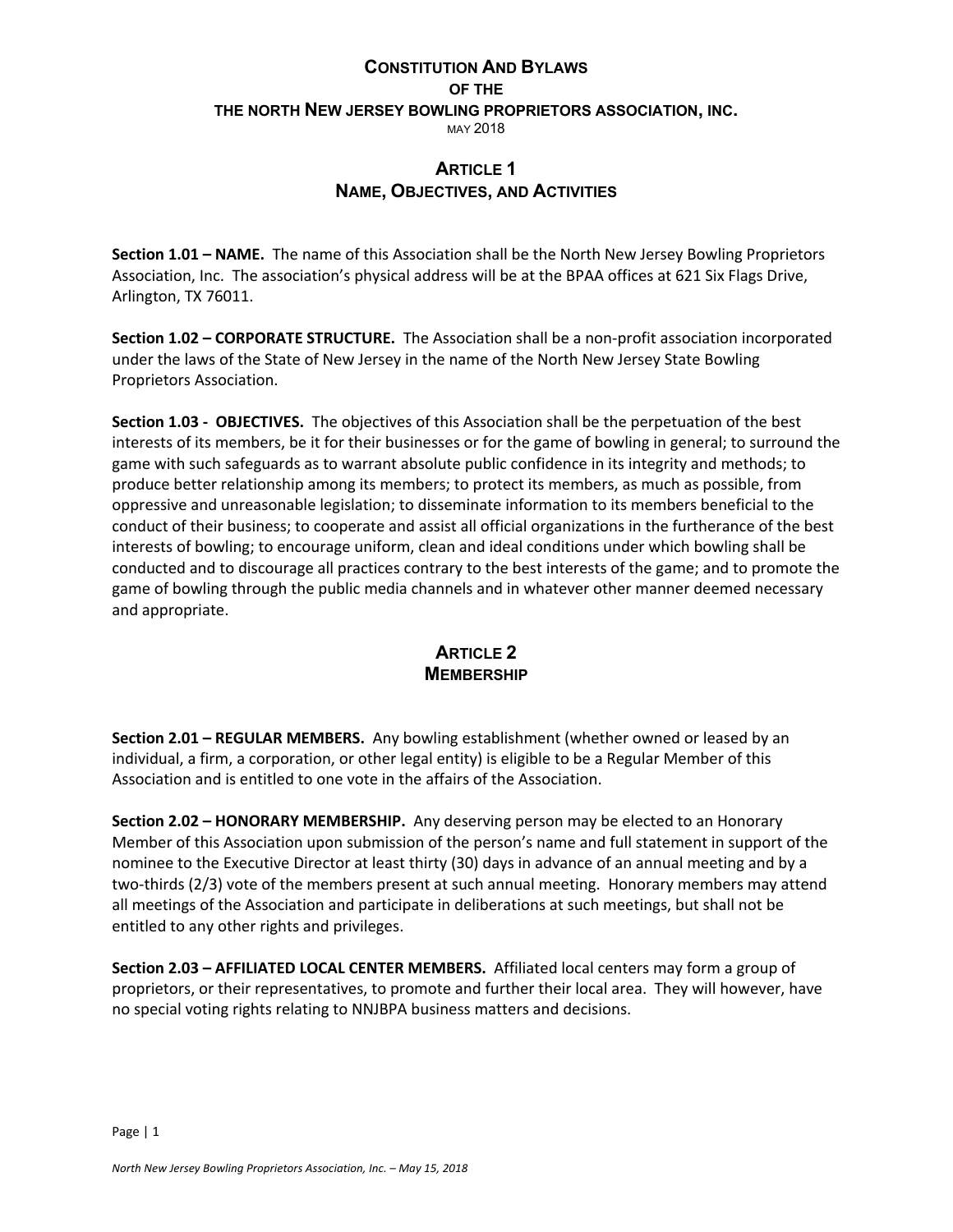# CONSTITUTION AND BYLAWS OF THE THE NORTH NEW JERSEY BOWLING PROPRIETORS ASSOCIATION, INC.

MAY 2018

## ARTICLE 1
## NAME, OBJECTIVES, AND ACTIVITIES

**Section 1.01 – NAME.** The name of this Association shall be the North New Jersey Bowling Proprietors Association, Inc. The association's physical address will be at the BPAA offices at 621 Six Flags Drive, Arlington, TX 76011.

**Section 1.02 – CORPORATE STRUCTURE.** The Association shall be a non-profit association incorporated under the laws of the State of New Jersey in the name of the North New Jersey State Bowling Proprietors Association.

**Section 1.03 - OBJECTIVES.** The objectives of this Association shall be the perpetuation of the best interests of its members, be it for their businesses or for the game of bowling in general; to surround the game with such safeguards as to warrant absolute public confidence in its integrity and methods; to produce better relationship among its members; to protect its members, as much as possible, from oppressive and unreasonable legislation; to disseminate information to its members beneficial to the conduct of their business; to cooperate and assist all official organizations in the furtherance of the best interests of bowling; to encourage uniform, clean and ideal conditions under which bowling shall be conducted and to discourage all practices contrary to the best interests of the game; and to promote the game of bowling through the public media channels and in whatever other manner deemed necessary and appropriate.

## ARTICLE 2
## MEMBERSHIP

**Section 2.01 – REGULAR MEMBERS.** Any bowling establishment (whether owned or leased by an individual, a firm, a corporation, or other legal entity) is eligible to be a Regular Member of this Association and is entitled to one vote in the affairs of the Association.

**Section 2.02 – HONORARY MEMBERSHIP.** Any deserving person may be elected to an Honorary Member of this Association upon submission of the person's name and full statement in support of the nominee to the Executive Director at least thirty (30) days in advance of an annual meeting and by a two-thirds (2/3) vote of the members present at such annual meeting. Honorary members may attend all meetings of the Association and participate in deliberations at such meetings, but shall not be entitled to any other rights and privileges.

**Section 2.03 – AFFILIATED LOCAL CENTER MEMBERS.** Affiliated local centers may form a group of proprietors, or their representatives, to promote and further their local area. They will however, have no special voting rights relating to NNJBPA business matters and decisions.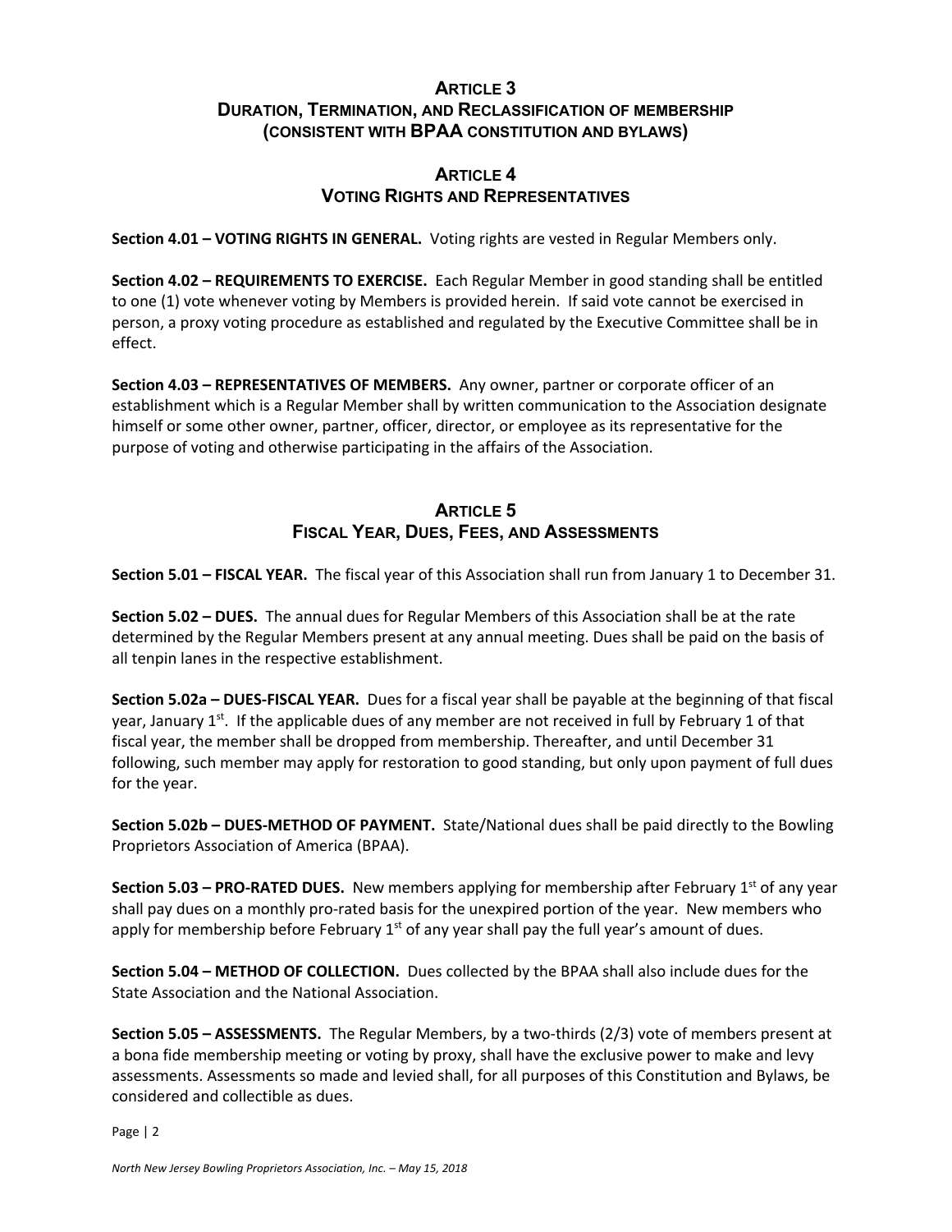## ARTICLE 3
## DURATION, TERMINATION, AND RECLASSIFICATION OF MEMBERSHIP
## (CONSISTENT WITH BPAA CONSTITUTION AND BYLAWS)

## ARTICLE 4
## VOTING RIGHTS AND REPRESENTATIVES

**Section 4.01 – VOTING RIGHTS IN GENERAL.** Voting rights are vested in Regular Members only.

**Section 4.02 – REQUIREMENTS TO EXERCISE.** Each Regular Member in good standing shall be entitled to one (1) vote whenever voting by Members is provided herein. If said vote cannot be exercised in person, a proxy voting procedure as established and regulated by the Executive Committee shall be in effect.

**Section 4.03 – REPRESENTATIVES OF MEMBERS.** Any owner, partner or corporate officer of an establishment which is a Regular Member shall by written communication to the Association designate himself or some other owner, partner, officer, director, or employee as its representative for the purpose of voting and otherwise participating in the affairs of the Association.

## ARTICLE 5
## FISCAL YEAR, DUES, FEES, AND ASSESSMENTS

**Section 5.01 – FISCAL YEAR.** The fiscal year of this Association shall run from January 1 to December 31.

**Section 5.02 – DUES.** The annual dues for Regular Members of this Association shall be at the rate determined by the Regular Members present at any annual meeting. Dues shall be paid on the basis of all tenpin lanes in the respective establishment.

**Section 5.02a – DUES-FISCAL YEAR.** Dues for a fiscal year shall be payable at the beginning of that fiscal year, January 1st. If the applicable dues of any member are not received in full by February 1 of that fiscal year, the member shall be dropped from membership. Thereafter, and until December 31 following, such member may apply for restoration to good standing, but only upon payment of full dues for the year.

**Section 5.02b – DUES-METHOD OF PAYMENT.** State/National dues shall be paid directly to the Bowling Proprietors Association of America (BPAA).

**Section 5.03 – PRO-RATED DUES.** New members applying for membership after February 1st of any year shall pay dues on a monthly pro-rated basis for the unexpired portion of the year. New members who apply for membership before February 1st of any year shall pay the full year's amount of dues.

**Section 5.04 – METHOD OF COLLECTION.** Dues collected by the BPAA shall also include dues for the State Association and the National Association.

**Section 5.05 – ASSESSMENTS.** The Regular Members, by a two-thirds (2/3) vote of members present at a bona fide membership meeting or voting by proxy, shall have the exclusive power to make and levy assessments. Assessments so made and levied shall, for all purposes of this Constitution and Bylaws, be considered and collectible as dues.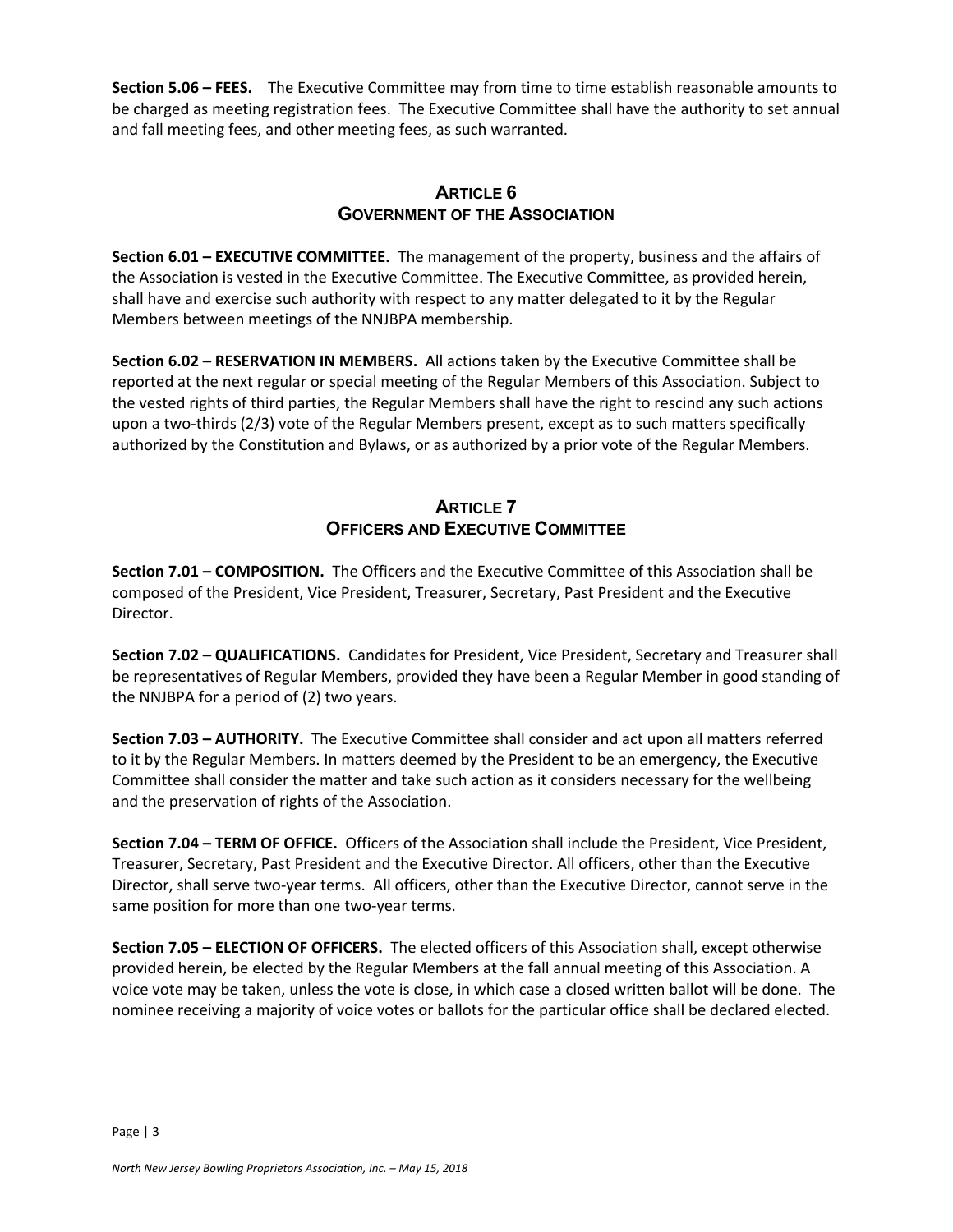**Section 5.06 – FEES.** The Executive Committee may from time to time establish reasonable amounts to be charged as meeting registration fees. The Executive Committee shall have the authority to set annual and fall meeting fees, and other meeting fees, as such warranted.

## ARTICLE 6
## GOVERNMENT OF THE ASSOCIATION

**Section 6.01 – EXECUTIVE COMMITTEE.** The management of the property, business and the affairs of the Association is vested in the Executive Committee. The Executive Committee, as provided herein, shall have and exercise such authority with respect to any matter delegated to it by the Regular Members between meetings of the NNJBPA membership.

**Section 6.02 – RESERVATION IN MEMBERS.** All actions taken by the Executive Committee shall be reported at the next regular or special meeting of the Regular Members of this Association. Subject to the vested rights of third parties, the Regular Members shall have the right to rescind any such actions upon a two-thirds (2/3) vote of the Regular Members present, except as to such matters specifically authorized by the Constitution and Bylaws, or as authorized by a prior vote of the Regular Members.

## ARTICLE 7
## OFFICERS AND EXECUTIVE COMMITTEE

**Section 7.01 – COMPOSITION.** The Officers and the Executive Committee of this Association shall be composed of the President, Vice President, Treasurer, Secretary, Past President and the Executive Director.

**Section 7.02 – QUALIFICATIONS.** Candidates for President, Vice President, Secretary and Treasurer shall be representatives of Regular Members, provided they have been a Regular Member in good standing of the NNJBPA for a period of (2) two years.

**Section 7.03 – AUTHORITY.** The Executive Committee shall consider and act upon all matters referred to it by the Regular Members. In matters deemed by the President to be an emergency, the Executive Committee shall consider the matter and take such action as it considers necessary for the wellbeing and the preservation of rights of the Association.

**Section 7.04 – TERM OF OFFICE.** Officers of the Association shall include the President, Vice President, Treasurer, Secretary, Past President and the Executive Director. All officers, other than the Executive Director, shall serve two-year terms. All officers, other than the Executive Director, cannot serve in the same position for more than one two-year terms.

**Section 7.05 – ELECTION OF OFFICERS.** The elected officers of this Association shall, except otherwise provided herein, be elected by the Regular Members at the fall annual meeting of this Association. A voice vote may be taken, unless the vote is close, in which case a closed written ballot will be done. The nominee receiving a majority of voice votes or ballots for the particular office shall be declared elected.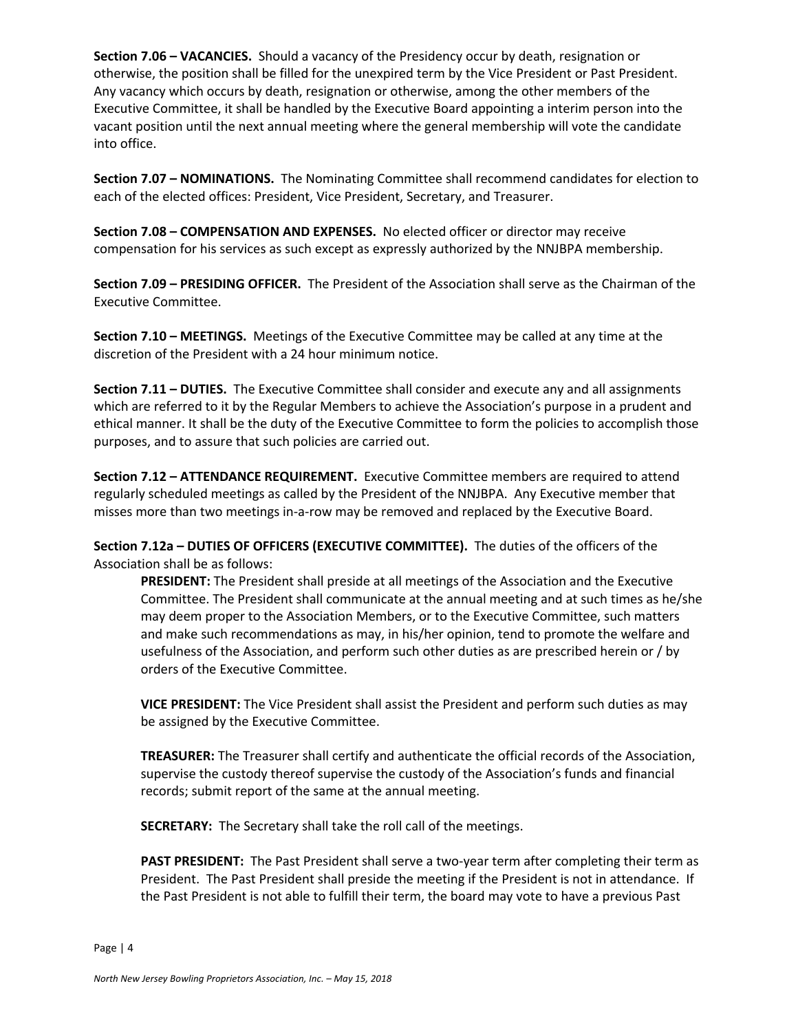**Section 7.06 – VACANCIES.** Should a vacancy of the Presidency occur by death, resignation or otherwise, the position shall be filled for the unexpired term by the Vice President or Past President. Any vacancy which occurs by death, resignation or otherwise, among the other members of the Executive Committee, it shall be handled by the Executive Board appointing a interim person into the vacant position until the next annual meeting where the general membership will vote the candidate into office.

**Section 7.07 – NOMINATIONS.** The Nominating Committee shall recommend candidates for election to each of the elected offices: President, Vice President, Secretary, and Treasurer.

**Section 7.08 – COMPENSATION AND EXPENSES.** No elected officer or director may receive compensation for his services as such except as expressly authorized by the NNJBPA membership.

**Section 7.09 – PRESIDING OFFICER.** The President of the Association shall serve as the Chairman of the Executive Committee.

**Section 7.10 – MEETINGS.** Meetings of the Executive Committee may be called at any time at the discretion of the President with a 24 hour minimum notice.

**Section 7.11 – DUTIES.** The Executive Committee shall consider and execute any and all assignments which are referred to it by the Regular Members to achieve the Association's purpose in a prudent and ethical manner. It shall be the duty of the Executive Committee to form the policies to accomplish those purposes, and to assure that such policies are carried out.

**Section 7.12 – ATTENDANCE REQUIREMENT.** Executive Committee members are required to attend regularly scheduled meetings as called by the President of the NNJBPA. Any Executive member that misses more than two meetings in-a-row may be removed and replaced by the Executive Board.

**Section 7.12a – DUTIES OF OFFICERS (EXECUTIVE COMMITTEE).** The duties of the officers of the Association shall be as follows:

> **PRESIDENT:** The President shall preside at all meetings of the Association and the Executive Committee. The President shall communicate at the annual meeting and at such times as he/she may deem proper to the Association Members, or to the Executive Committee, such matters and make such recommendations as may, in his/her opinion, tend to promote the welfare and usefulness of the Association, and perform such other duties as are prescribed herein or / by orders of the Executive Committee.
>
> **VICE PRESIDENT:** The Vice President shall assist the President and perform such duties as may be assigned by the Executive Committee.
>
> **TREASURER:** The Treasurer shall certify and authenticate the official records of the Association, supervise the custody thereof supervise the custody of the Association's funds and financial records; submit report of the same at the annual meeting.
>
> **SECRETARY:** The Secretary shall take the roll call of the meetings.
>
> **PAST PRESIDENT:** The Past President shall serve a two-year term after completing their term as President. The Past President shall preside the meeting if the President is not in attendance. If the Past President is not able to fulfill their term, the board may vote to have a previous Past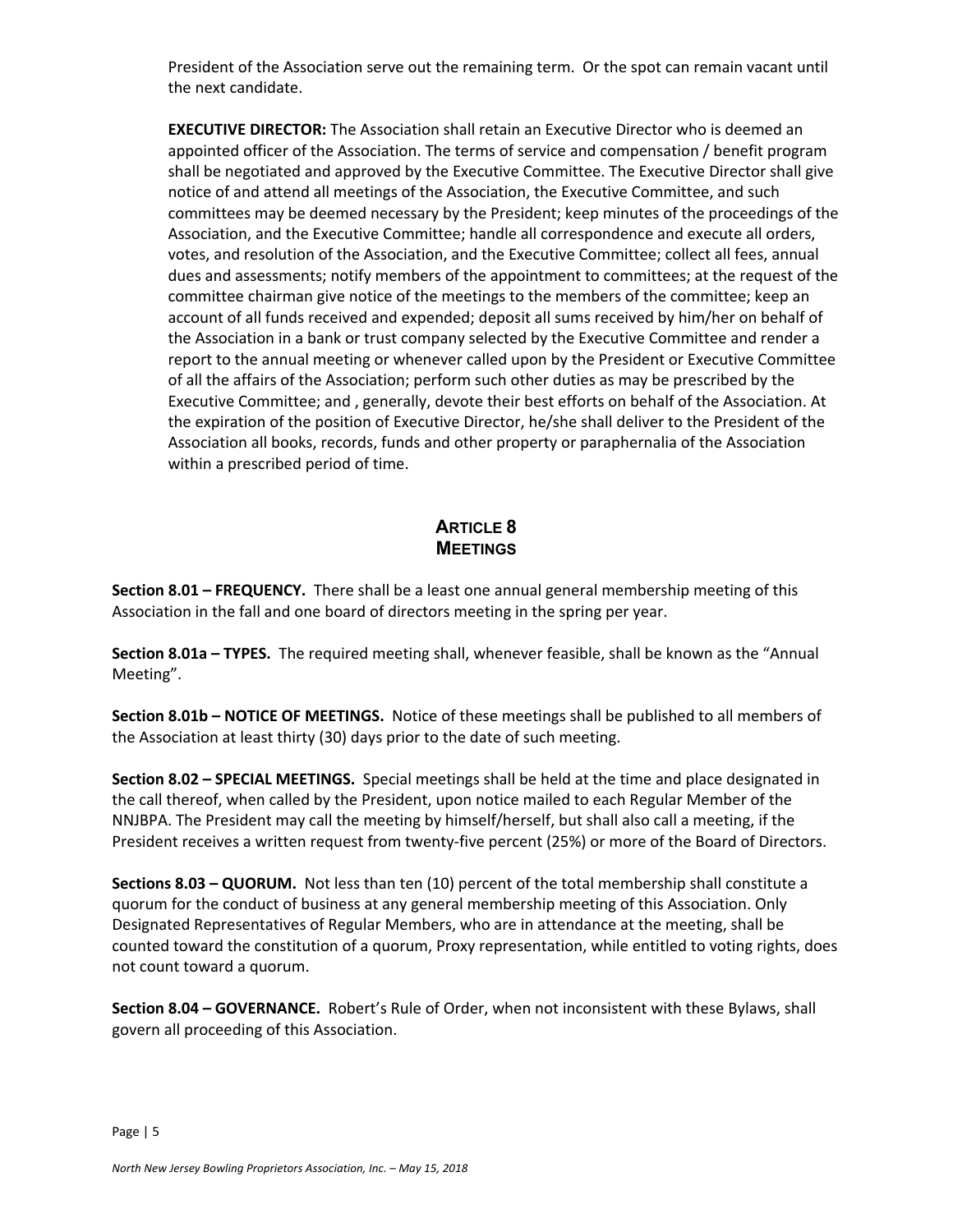President of the Association serve out the remaining term. Or the spot can remain vacant until the next candidate.

**EXECUTIVE DIRECTOR:** The Association shall retain an Executive Director who is deemed an appointed officer of the Association. The terms of service and compensation / benefit program shall be negotiated and approved by the Executive Committee. The Executive Director shall give notice of and attend all meetings of the Association, the Executive Committee, and such committees may be deemed necessary by the President; keep minutes of the proceedings of the Association, and the Executive Committee; handle all correspondence and execute all orders, votes, and resolution of the Association, and the Executive Committee; collect all fees, annual dues and assessments; notify members of the appointment to committees; at the request of the committee chairman give notice of the meetings to the members of the committee; keep an account of all funds received and expended; deposit all sums received by him/her on behalf of the Association in a bank or trust company selected by the Executive Committee and render a report to the annual meeting or whenever called upon by the President or Executive Committee of all the affairs of the Association; perform such other duties as may be prescribed by the Executive Committee; and , generally, devote their best efforts on behalf of the Association. At the expiration of the position of Executive Director, he/she shall deliver to the President of the Association all books, records, funds and other property or paraphernalia of the Association within a prescribed period of time.

## ARTICLE 8
## MEETINGS

**Section 8.01 – FREQUENCY.** There shall be a least one annual general membership meeting of this Association in the fall and one board of directors meeting in the spring per year.

**Section 8.01a – TYPES.** The required meeting shall, whenever feasible, shall be known as the "Annual Meeting".

**Section 8.01b – NOTICE OF MEETINGS.** Notice of these meetings shall be published to all members of the Association at least thirty (30) days prior to the date of such meeting.

**Section 8.02 – SPECIAL MEETINGS.** Special meetings shall be held at the time and place designated in the call thereof, when called by the President, upon notice mailed to each Regular Member of the NNJBPA. The President may call the meeting by himself/herself, but shall also call a meeting, if the President receives a written request from twenty-five percent (25%) or more of the Board of Directors.

**Sections 8.03 – QUORUM.** Not less than ten (10) percent of the total membership shall constitute a quorum for the conduct of business at any general membership meeting of this Association. Only Designated Representatives of Regular Members, who are in attendance at the meeting, shall be counted toward the constitution of a quorum, Proxy representation, while entitled to voting rights, does not count toward a quorum.

**Section 8.04 – GOVERNANCE.** Robert's Rule of Order, when not inconsistent with these Bylaws, shall govern all proceeding of this Association.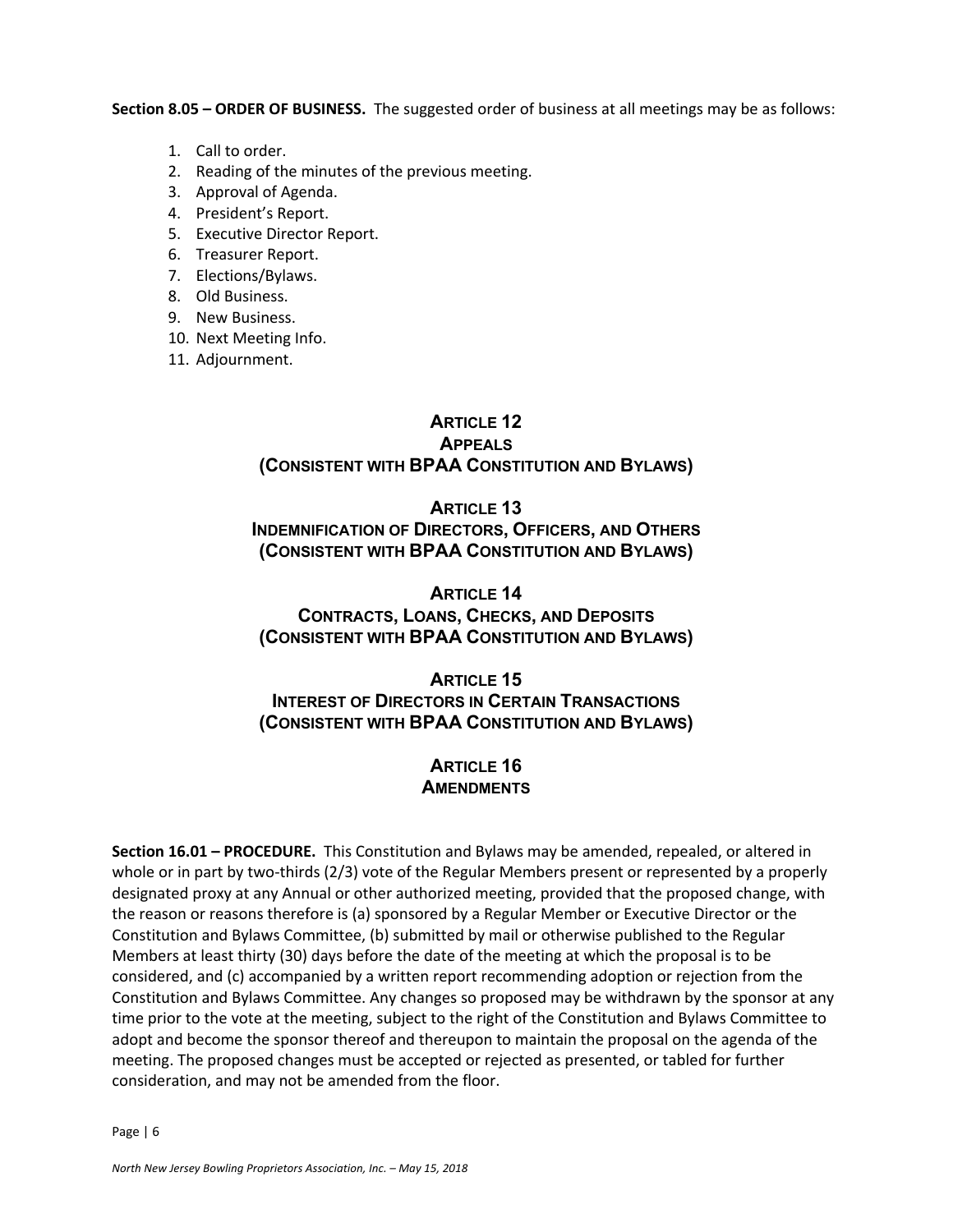**Section 8.05 – ORDER OF BUSINESS.** The suggested order of business at all meetings may be as follows:

1. Call to order.
2. Reading of the minutes of the previous meeting.
3. Approval of Agenda.
4. President's Report.
5. Executive Director Report.
6. Treasurer Report.
7. Elections/Bylaws.
8. Old Business.
9. New Business.
10. Next Meeting Info.
11. Adjournment.

## ARTICLE 12
## APPEALS
## (CONSISTENT WITH BPAA CONSTITUTION AND BYLAWS)

## ARTICLE 13
## INDEMNIFICATION OF DIRECTORS, OFFICERS, AND OTHERS
## (CONSISTENT WITH BPAA CONSTITUTION AND BYLAWS)

## ARTICLE 14
## CONTRACTS, LOANS, CHECKS, AND DEPOSITS
## (CONSISTENT WITH BPAA CONSTITUTION AND BYLAWS)

## ARTICLE 15
## INTEREST OF DIRECTORS IN CERTAIN TRANSACTIONS
## (CONSISTENT WITH BPAA CONSTITUTION AND BYLAWS)

## ARTICLE 16
## AMENDMENTS

**Section 16.01 – PROCEDURE.** This Constitution and Bylaws may be amended, repealed, or altered in whole or in part by two-thirds (2/3) vote of the Regular Members present or represented by a properly designated proxy at any Annual or other authorized meeting, provided that the proposed change, with the reason or reasons therefore is (a) sponsored by a Regular Member or Executive Director or the Constitution and Bylaws Committee, (b) submitted by mail or otherwise published to the Regular Members at least thirty (30) days before the date of the meeting at which the proposal is to be considered, and (c) accompanied by a written report recommending adoption or rejection from the Constitution and Bylaws Committee. Any changes so proposed may be withdrawn by the sponsor at any time prior to the vote at the meeting, subject to the right of the Constitution and Bylaws Committee to adopt and become the sponsor thereof and thereupon to maintain the proposal on the agenda of the meeting. The proposed changes must be accepted or rejected as presented, or tabled for further consideration, and may not be amended from the floor.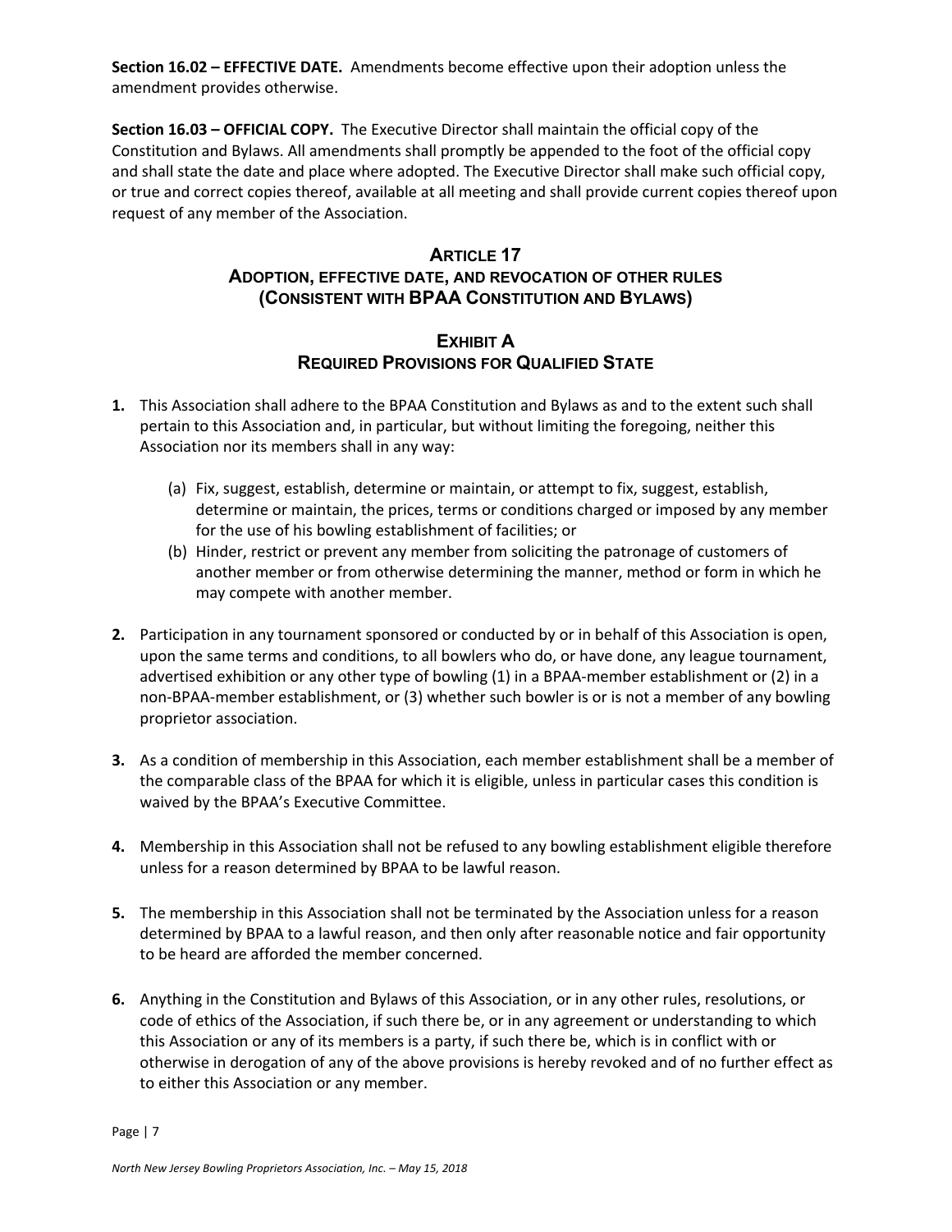**Section 16.02 – EFFECTIVE DATE.** Amendments become effective upon their adoption unless the amendment provides otherwise.

**Section 16.03 – OFFICIAL COPY.** The Executive Director shall maintain the official copy of the Constitution and Bylaws. All amendments shall promptly be appended to the foot of the official copy and shall state the date and place where adopted. The Executive Director shall make such official copy, or true and correct copies thereof, available at all meeting and shall provide current copies thereof upon request of any member of the Association.

## Article 17
## Adoption, effective date, and revocation of other rules (Consistent with BPAA Constitution and Bylaws)

## Exhibit A
## Required Provisions for Qualified State

**1.** This Association shall adhere to the BPAA Constitution and Bylaws as and to the extent such shall pertain to this Association and, in particular, but without limiting the foregoing, neither this Association nor its members shall in any way:

   (a) Fix, suggest, establish, determine or maintain, or attempt to fix, suggest, establish, determine or maintain, the prices, terms or conditions charged or imposed by any member for the use of his bowling establishment of facilities; or
   
   (b) Hinder, restrict or prevent any member from soliciting the patronage of customers of another member or from otherwise determining the manner, method or form in which he may compete with another member.

**2.** Participation in any tournament sponsored or conducted by or in behalf of this Association is open, upon the same terms and conditions, to all bowlers who do, or have done, any league tournament, advertised exhibition or any other type of bowling (1) in a BPAA-member establishment or (2) in a non-BPAA-member establishment, or (3) whether such bowler is or is not a member of any bowling proprietor association.

**3.** As a condition of membership in this Association, each member establishment shall be a member of the comparable class of the BPAA for which it is eligible, unless in particular cases this condition is waived by the BPAA's Executive Committee.

**4.** Membership in this Association shall not be refused to any bowling establishment eligible therefore unless for a reason determined by BPAA to be lawful reason.

**5.** The membership in this Association shall not be terminated by the Association unless for a reason determined by BPAA to a lawful reason, and then only after reasonable notice and fair opportunity to be heard are afforded the member concerned.

**6.** Anything in the Constitution and Bylaws of this Association, or in any other rules, resolutions, or code of ethics of the Association, if such there be, or in any agreement or understanding to which this Association or any of its members is a party, if such there be, which is in conflict with or otherwise in derogation of any of the above provisions is hereby revoked and of no further effect as to either this Association or any member.